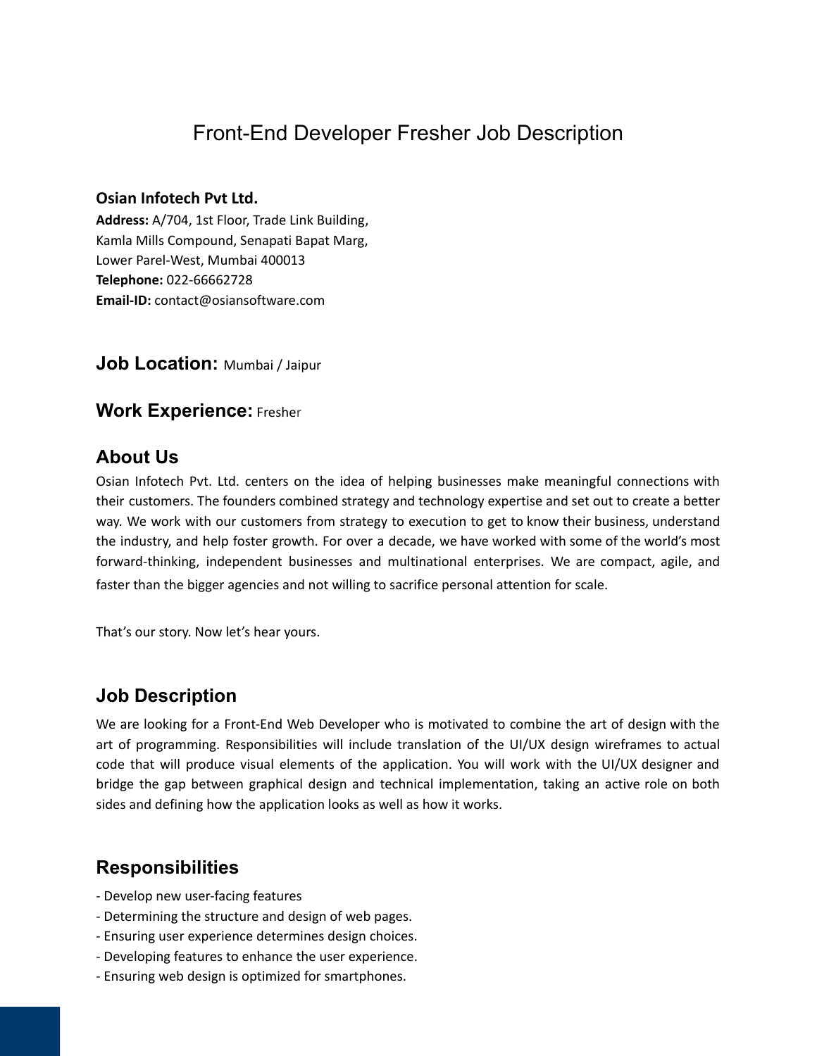# Front-End Developer Fresher Job Description

**Osian Infotech Pvt Ltd.**
**Address:** A/704, 1st Floor, Trade Link Building,
Kamla Mills Compound, Senapati Bapat Marg,
Lower Parel-West, Mumbai 400013
**Telephone:** 022-66662728
**Email-ID:** contact@osiansoftware.com

## Job Location: Mumbai / Jaipur

## Work Experience: Fresher

## About Us

Osian Infotech Pvt. Ltd. centers on the idea of helping businesses make meaningful connections with their customers. The founders combined strategy and technology expertise and set out to create a better way. We work with our customers from strategy to execution to get to know their business, understand the industry, and help foster growth. For over a decade, we have worked with some of the world's most forward-thinking, independent businesses and multinational enterprises. We are compact, agile, and faster than the bigger agencies and not willing to sacrifice personal attention for scale.

That's our story. Now let's hear yours.

## Job Description

We are looking for a Front-End Web Developer who is motivated to combine the art of design with the art of programming. Responsibilities will include translation of the UI/UX design wireframes to actual code that will produce visual elements of the application. You will work with the UI/UX designer and bridge the gap between graphical design and technical implementation, taking an active role on both sides and defining how the application looks as well as how it works.

## Responsibilities

- Develop new user-facing features
- Determining the structure and design of web pages.
- Ensuring user experience determines design choices.
- Developing features to enhance the user experience.
- Ensuring web design is optimized for smartphones.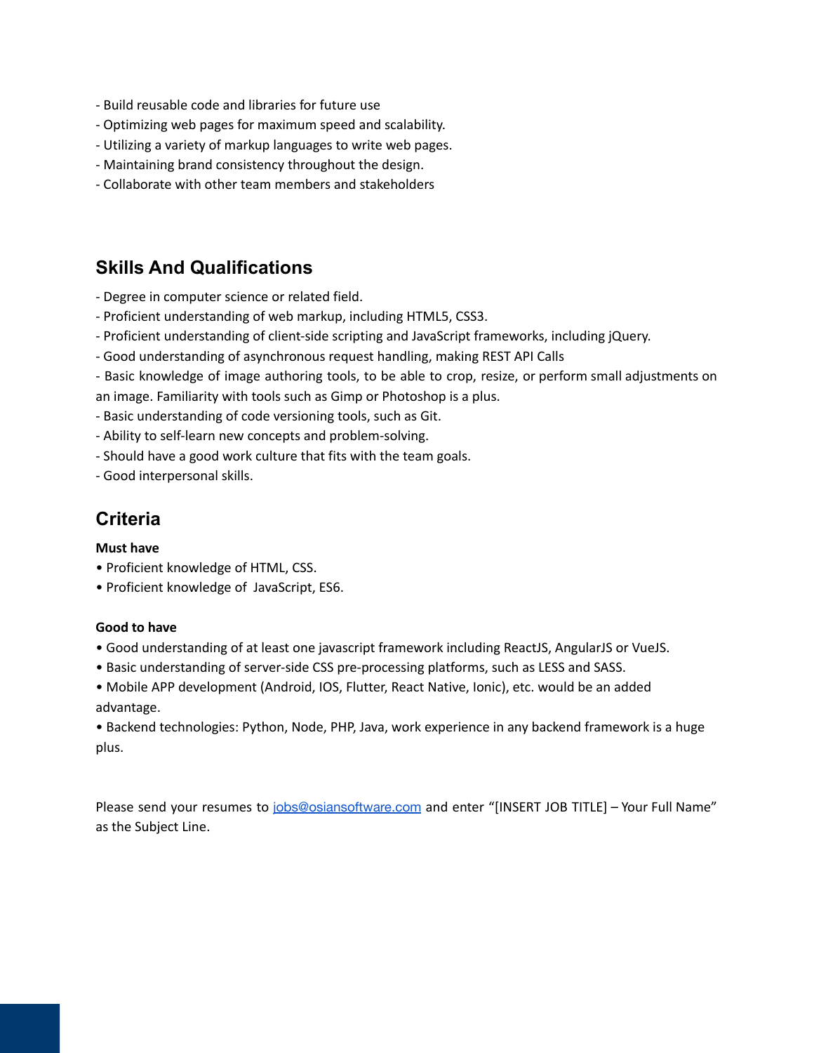- Build reusable code and libraries for future use
- Optimizing web pages for maximum speed and scalability.
- Utilizing a variety of markup languages to write web pages.
- Maintaining brand consistency throughout the design.
- Collaborate with other team members and stakeholders

## Skills And Qualifications

- Degree in computer science or related field.
- Proficient understanding of web markup, including HTML5, CSS3.
- Proficient understanding of client-side scripting and JavaScript frameworks, including jQuery.
- Good understanding of asynchronous request handling, making REST API Calls
- Basic knowledge of image authoring tools, to be able to crop, resize, or perform small adjustments on an image. Familiarity with tools such as Gimp or Photoshop is a plus.
- Basic understanding of code versioning tools, such as Git.
- Ability to self-learn new concepts and problem-solving.
- Should have a good work culture that fits with the team goals.
- Good interpersonal skills.

## Criteria

**Must have**

- Proficient knowledge of HTML, CSS.
- Proficient knowledge of JavaScript, ES6.

**Good to have**

- Good understanding of at least one javascript framework including ReactJS, AngularJS or VueJS.
- Basic understanding of server-side CSS pre-processing platforms, such as LESS and SASS.
- Mobile APP development (Android, IOS, Flutter, React Native, Ionic), etc. would be an added advantage.
- Backend technologies: Python, Node, PHP, Java, work experience in any backend framework is a huge plus.

Please send your resumes to jobs@osiansoftware.com and enter "[INSERT JOB TITLE] – Your Full Name" as the Subject Line.